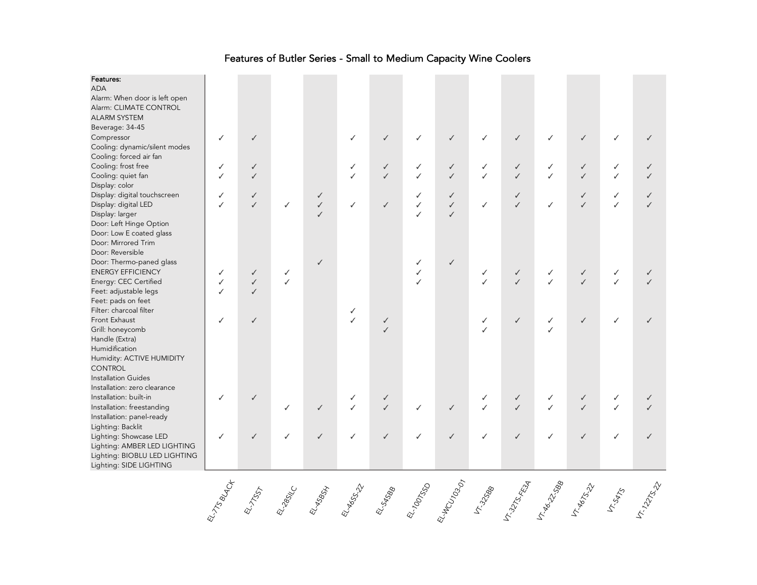# Features of Butler Series - Small to Medium Capacity Wine Coolers

| Features: | EL-7TS BLACK | EL-7TSST | EL-28SILC | EL-45BSH | EL-46SS-2Z | EL-54SBB | EL-100TSSD | EL-WCU103-01 | VT-32SBB | VT-32TS-FE3A | VT-46-2Z-SBB | VT-46TS-2Z | VT-54TS | VT-122TS-2Z |
|---|---|---|---|---|---|---|---|---|---|---|---|---|---|---|
| ADA | | | | | | | | | | | | | | |
| Alarm: When door is left open | | | | | | | | | | | | | | |
| Alarm: CLIMATE CONTROL ALARM SYSTEM | | | | | | | | | | | | | | |
| Beverage: 34-45 | | | | | | | | | | | | | | |
| Compressor | ✓ | ✓ | | | ✓ | ✓ | ✓ | ✓ | ✓ | ✓ | ✓ | ✓ | ✓ | ✓ |
| Cooling: dynamic/silent modes | | | | | | | | | | | | | | |
| Cooling: forced air fan | | | | | | | | | | | | | | |
| Cooling: frost free | ✓ | ✓ | | | ✓ | ✓ | ✓ | ✓ | ✓ | ✓ | ✓ | ✓ | ✓ | ✓ |
| Cooling: quiet fan | ✓ | ✓ | | | ✓ | ✓ | ✓ | ✓ | ✓ | ✓ | ✓ | ✓ | ✓ | ✓ |
| Display: color | | | | | | | | | | | | | | |
| Display: digital touchscreen | ✓ | ✓ | | ✓ | | | ✓ | ✓ | | ✓ | | ✓ | ✓ | ✓ |
| Display: digital LED | ✓ | ✓ | ✓ | ✓ | ✓ | ✓ | ✓ | ✓ | ✓ | ✓ | ✓ | ✓ | ✓ | ✓ |
| Display: larger | | | | ✓ | | | ✓ | ✓ | | | | | | |
| Door: Left Hinge Option | | | | | | | | | | | | | | |
| Door: Low E coated glass | | | | | | | | | | | | | | |
| Door: Mirrored Trim | | | | | | | | | | | | | | |
| Door: Reversible | | | | | | | | | | | | | | |
| Door: Thermo-paned glass | | | | ✓ | | | ✓ | ✓ | | | | | | |
| ENERGY EFFICIENCY | ✓ | ✓ | ✓ | | | | ✓ | | ✓ | ✓ | ✓ | ✓ | ✓ | ✓ |
| Energy: CEC Certified | ✓ | ✓ | ✓ | | | | ✓ | | ✓ | ✓ | ✓ | ✓ | ✓ | ✓ |
| Feet: adjustable legs | ✓ | ✓ | | | | | | | | | | | | |
| Feet: pads on feet | | | | | | | | | | | | | | |
| Filter: charcoal filter | | | | | ✓ | | | | | | | | | |
| Front Exhaust | ✓ | ✓ | | | ✓ | ✓ | | | ✓ | ✓ | ✓ | ✓ | ✓ | ✓ |
| Grill: honeycomb | | | | | | ✓ | | | ✓ | | ✓ | | | |
| Handle (Extra) | | | | | | | | | | | | | | |
| Humidification | | | | | | | | | | | | | | |
| Humidity: ACTIVE HUMIDITY CONTROL | | | | | | | | | | | | | | |
| Installation Guides | | | | | | | | | | | | | | |
| Installation: zero clearance | | | | | | | | | | | | | | |
| Installation: built-in | ✓ | ✓ | | | ✓ | ✓ | | | ✓ | ✓ | ✓ | ✓ | ✓ | ✓ |
| Installation: freestanding | | | ✓ | ✓ | ✓ | ✓ | ✓ | ✓ | ✓ | ✓ | ✓ | ✓ | ✓ | ✓ |
| Installation: panel-ready | | | | | | | | | | | | | | |
| Lighting: Backlit | | | | | | | | | | | | | | |
| Lighting: Showcase LED | ✓ | ✓ | ✓ | ✓ | ✓ | ✓ | ✓ | ✓ | ✓ | ✓ | ✓ | ✓ | ✓ | ✓ |
| Lighting: AMBER LED LIGHTING | | | | | | | | | | | | | | |
| Lighting: BIOBLU LED LIGHTING | | | | | | | | | | | | | | |
| Lighting: SIDE LIGHTING | | | | | | | | | | | | | | |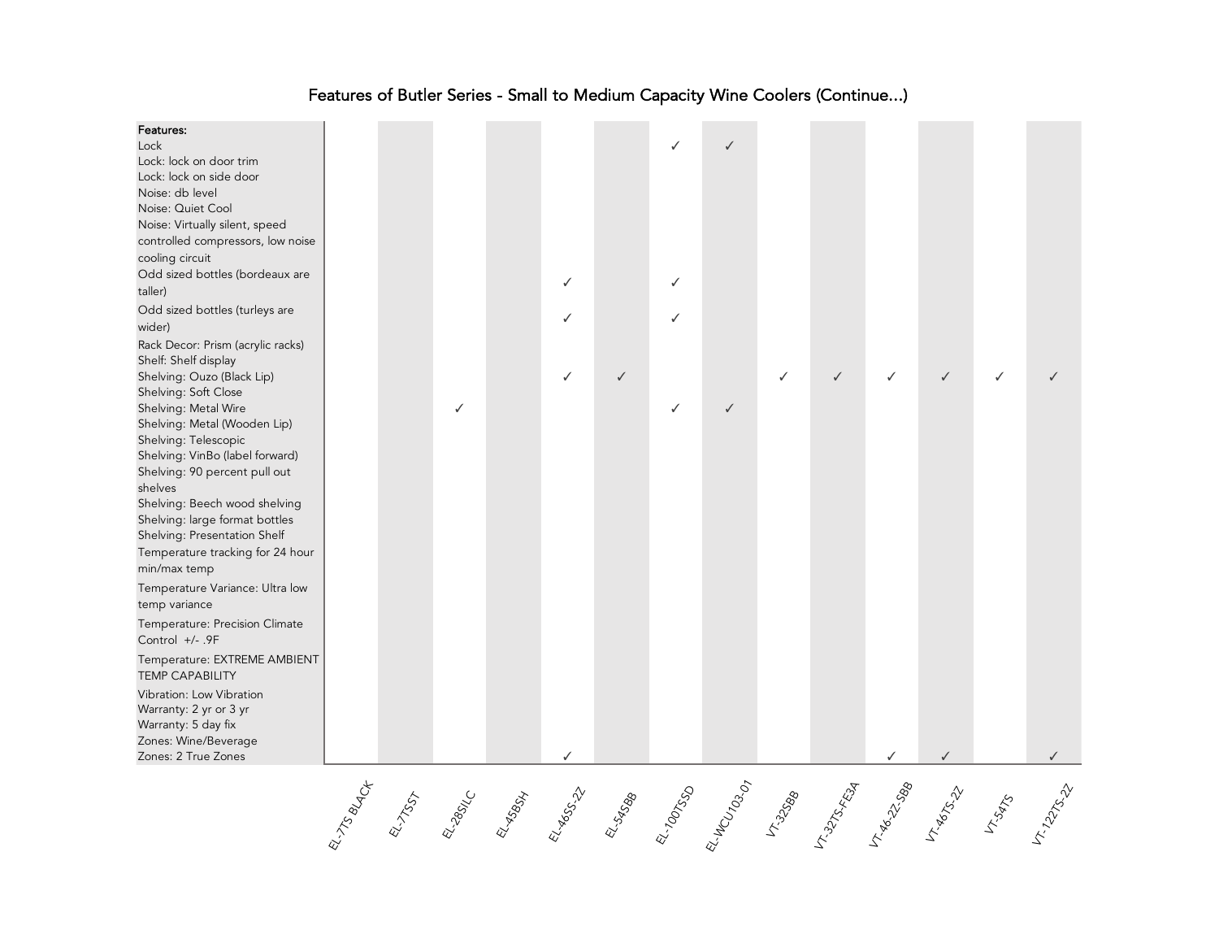# Features of Butler Series - Small to Medium Capacity Wine Coolers (Continue...)

| Features: | EL-7TS BLACK | EL-7TSST | EL-28SILC | EL-45BSH | EL-46SS-2Z | EL-54SBB | EL-100TSSD | EL-WCU103-01 | VT-32SBB | VT-32TS-FE3A | VT-46-2Z-SBB | VT-46TS-2Z | VT-54TS | VT-122TS-2Z |
|---|---|---|---|---|---|---|---|---|---|---|---|---|---|---|
| Lock | | | | | | | ✓ | ✓ | | | | | | |
| Lock: lock on door trim | | | | | | | | | | | | | | |
| Lock: lock on side door | | | | | | | | | | | | | | |
| Noise: db level | | | | | | | | | | | | | | |
| Noise: Quiet Cool | | | | | | | | | | | | | | |
| Noise: Virtually silent, speed controlled compressors, low noise cooling circuit | | | | | | | | | | | | | | |
| Odd sized bottles (bordeaux are taller) | | | | | ✓ | | ✓ | | | | | | | |
| Odd sized bottles (turleys are wider) | | | | | ✓ | | ✓ | | | | | | | |
| Rack Decor: Prism (acrylic racks) | | | | | | | | | | | | | | |
| Shelf: Shelf display | | | | | | | | | | | | | | |
| Shelving: Ouzo (Black Lip) | | | | | ✓ | ✓ | | | ✓ | ✓ | ✓ | ✓ | ✓ | ✓ |
| Shelving: Soft Close | | | | | | | | | | | | | | |
| Shelving: Metal Wire | | | ✓ | | | | ✓ | ✓ | | | | | | |
| Shelving: Metal (Wooden Lip) | | | | | | | | | | | | | | |
| Shelving: Telescopic | | | | | | | | | | | | | | |
| Shelving: VinBo (label forward) | | | | | | | | | | | | | | |
| Shelving: 90 percent pull out shelves | | | | | | | | | | | | | | |
| Shelving: Beech wood shelving | | | | | | | | | | | | | | |
| Shelving: large format bottles | | | | | | | | | | | | | | |
| Shelving: Presentation Shelf | | | | | | | | | | | | | | |
| Temperature tracking for 24 hour min/max temp | | | | | | | | | | | | | | |
| Temperature Variance: Ultra low temp variance | | | | | | | | | | | | | | |
| Temperature: Precision Climate Control +/- .9F | | | | | | | | | | | | | | |
| Temperature: EXTREME AMBIENT TEMP CAPABILITY | | | | | | | | | | | | | | |
| Vibration: Low Vibration | | | | | | | | | | | | | | |
| Warranty: 2 yr or 3 yr | | | | | | | | | | | | | | |
| Warranty: 5 day fix | | | | | | | | | | | | | | |
| Zones: Wine/Beverage | | | | | | | | | | | | | | |
| Zones: 2 True Zones | | | | | ✓ | | | | | | ✓ | ✓ | | ✓ |